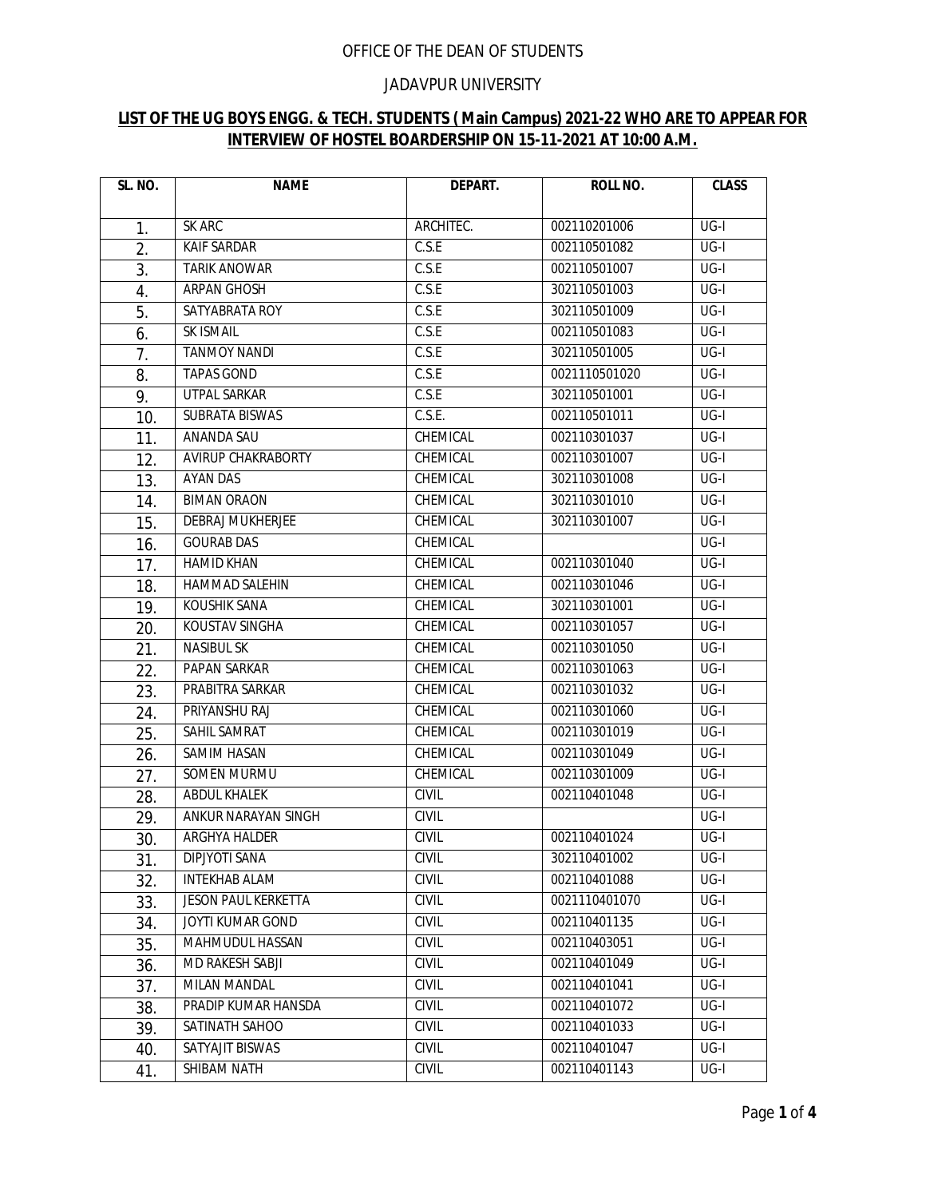OFFICE OF THE DEAN OF STUDENTS

JADAVPUR UNIVERSITY

**LIST OF THE UG BOYS ENGG. & TECH. STUDENTS ( Main Campus) 2021-22 WHO ARE TO APPEAR FOR INTERVIEW OF HOSTEL BOARDERSHIP ON 15-11-2021 AT 10:00 A.M.**

| SL. NO. | NAME | DEPART. | ROLL NO. | CLASS |
|---|---|---|---|---|
| 1. | SK ARC | ARCHITEC. | 002110201006 | UG-I |
| 2. | KAIF SARDAR | C.S.E | 002110501082 | UG-I |
| 3. | TARIK ANOWAR | C.S.E | 002110501007 | UG-I |
| 4. | ARPAN GHOSH | C.S.E | 302110501003 | UG-I |
| 5. | SATYABRATA ROY | C.S.E | 302110501009 | UG-I |
| 6. | SK ISMAIL | C.S.E | 002110501083 | UG-I |
| 7. | TANMOY NANDI | C.S.E | 302110501005 | UG-I |
| 8. | TAPAS GOND | C.S.E | 0021110501020 | UG-I |
| 9. | UTPAL SARKAR | C.S.E | 302110501001 | UG-I |
| 10. | SUBRATA BISWAS | C.S.E. | 002110501011 | UG-I |
| 11. | ANANDA SAU | CHEMICAL | 002110301037 | UG-I |
| 12. | AVIRUP CHAKRABORTY | CHEMICAL | 002110301007 | UG-I |
| 13. | AYAN DAS | CHEMICAL | 302110301008 | UG-I |
| 14. | BIMAN ORAON | CHEMICAL | 302110301010 | UG-I |
| 15. | DEBRAJ MUKHERJEE | CHEMICAL | 302110301007 | UG-I |
| 16. | GOURAB DAS | CHEMICAL | | UG-I |
| 17. | HAMID KHAN | CHEMICAL | 002110301040 | UG-I |
| 18. | HAMMAD SALEHIN | CHEMICAL | 002110301046 | UG-I |
| 19. | KOUSHIK SANA | CHEMICAL | 302110301001 | UG-I |
| 20. | KOUSTAV SINGHA | CHEMICAL | 002110301057 | UG-I |
| 21. | NASIBUL SK | CHEMICAL | 002110301050 | UG-I |
| 22. | PAPAN SARKAR | CHEMICAL | 002110301063 | UG-I |
| 23. | PRABITRA SARKAR | CHEMICAL | 002110301032 | UG-I |
| 24. | PRIYANSHU RAJ | CHEMICAL | 002110301060 | UG-I |
| 25. | SAHIL SAMRAT | CHEMICAL | 002110301019 | UG-I |
| 26. | SAMIM HASAN | CHEMICAL | 002110301049 | UG-I |
| 27. | SOMEN MURMU | CHEMICAL | 002110301009 | UG-I |
| 28. | ABDUL KHALEK | CIVIL | 002110401048 | UG-I |
| 29. | ANKUR NARAYAN SINGH | CIVIL | | UG-I |
| 30. | ARGHYA HALDER | CIVIL | 002110401024 | UG-I |
| 31. | DIPJYOTI SANA | CIVIL | 302110401002 | UG-I |
| 32. | INTEKHAB ALAM | CIVIL | 002110401088 | UG-I |
| 33. | JESON PAUL KERKETTA | CIVIL | 0021110401070 | UG-I |
| 34. | JOYTI KUMAR GOND | CIVIL | 002110401135 | UG-I |
| 35. | MAHMUDUL HASSAN | CIVIL | 002110403051 | UG-I |
| 36. | MD RAKESH SABJI | CIVIL | 002110401049 | UG-I |
| 37. | MILAN MANDAL | CIVIL | 002110401041 | UG-I |
| 38. | PRADIP KUMAR HANSDA | CIVIL | 002110401072 | UG-I |
| 39. | SATINATH SAHOO | CIVIL | 002110401033 | UG-I |
| 40. | SATYAJIT BISWAS | CIVIL | 002110401047 | UG-I |
| 41. | SHIBAM NATH | CIVIL | 002110401143 | UG-I |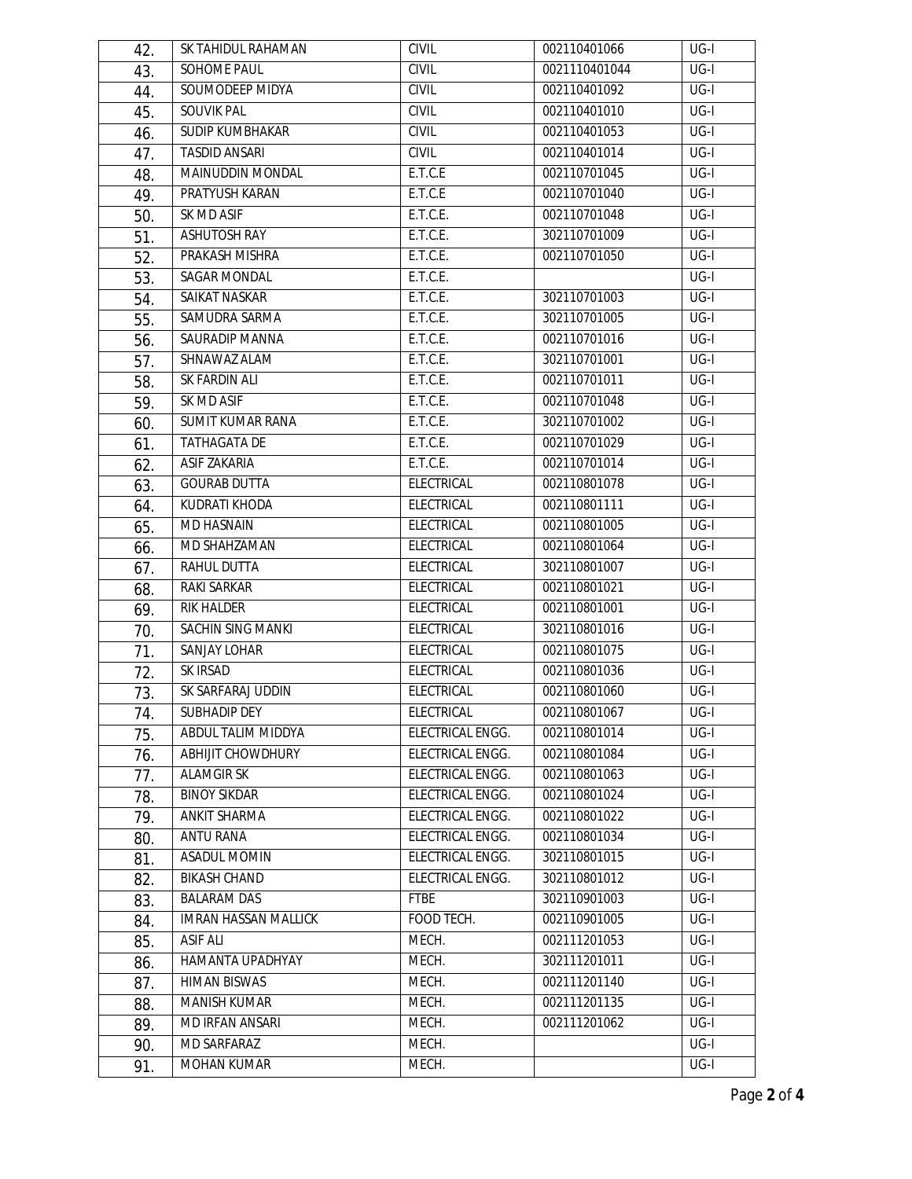| 42. | SK TAHIDUL RAHAMAN | CIVIL | 002110401066 | UG-I |
|---|---|---|---|---|
| 43. | SOHOME PAUL | CIVIL | 0021110401044 | UG-I |
| 44. | SOUMODEEP MIDYA | CIVIL | 002110401092 | UG-I |
| 45. | SOUVIK PAL | CIVIL | 002110401010 | UG-I |
| 46. | SUDIP KUMBHAKAR | CIVIL | 002110401053 | UG-I |
| 47. | TASDID ANSARI | CIVIL | 002110401014 | UG-I |
| 48. | MAINUDDIN MONDAL | E.T.C.E | 002110701045 | UG-I |
| 49. | PRATYUSH KARAN | E.T.C.E | 002110701040 | UG-I |
| 50. | SK MD ASIF | E.T.C.E. | 002110701048 | UG-I |
| 51. | ASHUTOSH RAY | E.T.C.E. | 302110701009 | UG-I |
| 52. | PRAKASH MISHRA | E.T.C.E. | 002110701050 | UG-I |
| 53. | SAGAR MONDAL | E.T.C.E. | | UG-I |
| 54. | SAIKAT NASKAR | E.T.C.E. | 302110701003 | UG-I |
| 55. | SAMUDRA SARMA | E.T.C.E. | 302110701005 | UG-I |
| 56. | SAURADIP MANNA | E.T.C.E. | 002110701016 | UG-I |
| 57. | SHNAWAZ ALAM | E.T.C.E. | 302110701001 | UG-I |
| 58. | SK FARDIN ALI | E.T.C.E. | 002110701011 | UG-I |
| 59. | SK MD ASIF | E.T.C.E. | 002110701048 | UG-I |
| 60. | SUMIT KUMAR RANA | E.T.C.E. | 302110701002 | UG-I |
| 61. | TATHAGATA DE | E.T.C.E. | 002110701029 | UG-I |
| 62. | ASIF ZAKARIA | E.T.C.E. | 002110701014 | UG-I |
| 63. | GOURAB DUTTA | ELECTRICAL | 002110801078 | UG-I |
| 64. | KUDRATI KHODA | ELECTRICAL | 002110801111 | UG-I |
| 65. | MD HASNAIN | ELECTRICAL | 002110801005 | UG-I |
| 66. | MD SHAHZAMAN | ELECTRICAL | 002110801064 | UG-I |
| 67. | RAHUL DUTTA | ELECTRICAL | 302110801007 | UG-I |
| 68. | RAKI SARKAR | ELECTRICAL | 002110801021 | UG-I |
| 69. | RIK HALDER | ELECTRICAL | 002110801001 | UG-I |
| 70. | SACHIN SING MANKI | ELECTRICAL | 302110801016 | UG-I |
| 71. | SANJAY LOHAR | ELECTRICAL | 002110801075 | UG-I |
| 72. | SK IRSAD | ELECTRICAL | 002110801036 | UG-I |
| 73. | SK SARFARAJ UDDIN | ELECTRICAL | 002110801060 | UG-I |
| 74. | SUBHADIP DEY | ELECTRICAL | 002110801067 | UG-I |
| 75. | ABDUL TALIM MIDDYA | ELECTRICAL ENGG. | 002110801014 | UG-I |
| 76. | ABHIJIT CHOWDHURY | ELECTRICAL ENGG. | 002110801084 | UG-I |
| 77. | ALAMGIR SK | ELECTRICAL ENGG. | 002110801063 | UG-I |
| 78. | BINOY SIKDAR | ELECTRICAL ENGG. | 002110801024 | UG-I |
| 79. | ANKIT SHARMA | ELECTRICAL ENGG. | 002110801022 | UG-I |
| 80. | ANTU RANA | ELECTRICAL ENGG. | 002110801034 | UG-I |
| 81. | ASADUL MOMIN | ELECTRICAL ENGG. | 302110801015 | UG-I |
| 82. | BIKASH CHAND | ELECTRICAL ENGG. | 302110801012 | UG-I |
| 83. | BALARAM DAS | FTBE | 302110901003 | UG-I |
| 84. | IMRAN HASSAN MALLICK | FOOD TECH. | 002110901005 | UG-I |
| 85. | ASIF ALI | MECH. | 002111201053 | UG-I |
| 86. | HAMANTA UPADHYAY | MECH. | 302111201011 | UG-I |
| 87. | HIMAN BISWAS | MECH. | 002111201140 | UG-I |
| 88. | MANISH KUMAR | MECH. | 002111201135 | UG-I |
| 89. | MD IRFAN ANSARI | MECH. | 002111201062 | UG-I |
| 90. | MD SARFARAZ | MECH. | | UG-I |
| 91. | MOHAN KUMAR | MECH. | | UG-I |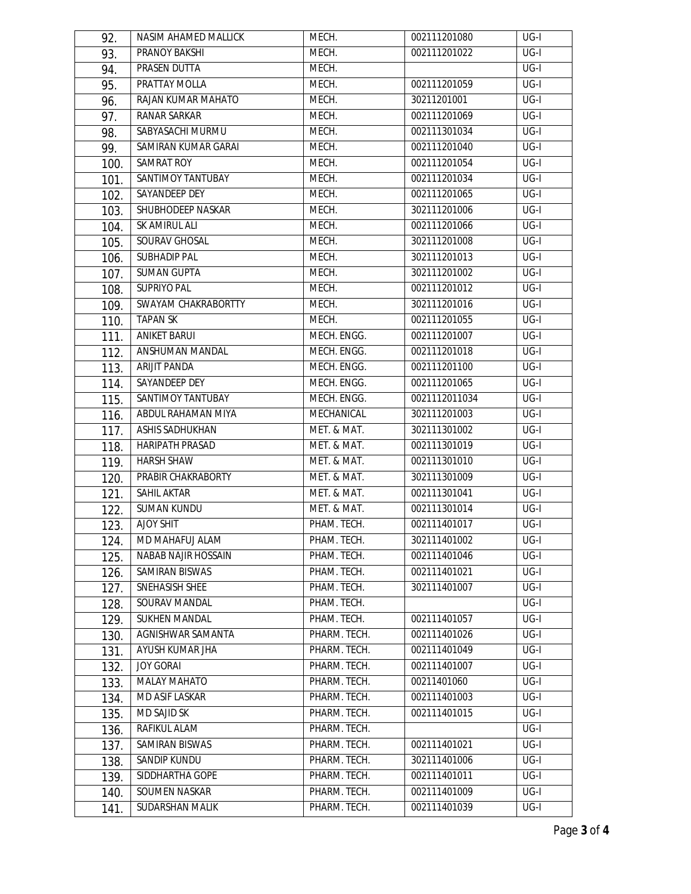| 92. | NASIM AHAMED MALLICK | MECH. | 002111201080 | UG-I |
|---|---|---|---|---|
| 93. | PRANOY BAKSHI | MECH. | 002111201022 | UG-I |
| 94. | PRASEN DUTTA | MECH. | | UG-I |
| 95. | PRATTAY MOLLA | MECH. | 002111201059 | UG-I |
| 96. | RAJAN KUMAR MAHATO | MECH. | 30211201001 | UG-I |
| 97. | RANAR SARKAR | MECH. | 002111201069 | UG-I |
| 98. | SABYASACHI MURMU | MECH. | 002111301034 | UG-I |
| 99. | SAMIRAN KUMAR GARAI | MECH. | 002111201040 | UG-I |
| 100. | SAMRAT ROY | MECH. | 002111201054 | UG-I |
| 101. | SANTIMOY TANTUBAY | MECH. | 002111201034 | UG-I |
| 102. | SAYANDEEP DEY | MECH. | 002111201065 | UG-I |
| 103. | SHUBHODEEP NASKAR | MECH. | 302111201006 | UG-I |
| 104. | SK AMIRUL ALI | MECH. | 002111201066 | UG-I |
| 105. | SOURAV GHOSAL | MECH. | 302111201008 | UG-I |
| 106. | SUBHADIP PAL | MECH. | 302111201013 | UG-I |
| 107. | SUMAN GUPTA | MECH. | 302111201002 | UG-I |
| 108. | SUPRIYO PAL | MECH. | 002111201012 | UG-I |
| 109. | SWAYAM CHAKRABORTTY | MECH. | 302111201016 | UG-I |
| 110. | TAPAN SK | MECH. | 002111201055 | UG-I |
| 111. | ANIKET BARUI | MECH. ENGG. | 002111201007 | UG-I |
| 112. | ANSHUMAN MANDAL | MECH. ENGG. | 002111201018 | UG-I |
| 113. | ARIJIT PANDA | MECH. ENGG. | 002111201100 | UG-I |
| 114. | SAYANDEEP DEY | MECH. ENGG. | 002111201065 | UG-I |
| 115. | SANTIMOY TANTUBAY | MECH. ENGG. | 0021112011034 | UG-I |
| 116. | ABDUL RAHAMAN MIYA | MECHANICAL | 302111201003 | UG-I |
| 117. | ASHIS SADHUKHAN | MET. & MAT. | 302111301002 | UG-I |
| 118. | HARIPATH PRASAD | MET. & MAT. | 002111301019 | UG-I |
| 119. | HARSH SHAW | MET. & MAT. | 002111301010 | UG-I |
| 120. | PRABIR CHAKRABORTY | MET. & MAT. | 302111301009 | UG-I |
| 121. | SAHIL AKTAR | MET. & MAT. | 002111301041 | UG-I |
| 122. | SUMAN KUNDU | MET. & MAT. | 002111301014 | UG-I |
| 123. | AJOY SHIT | PHAM. TECH. | 002111401017 | UG-I |
| 124. | MD MAHAFUJ ALAM | PHAM. TECH. | 302111401002 | UG-I |
| 125. | NABAB NAJIR HOSSAIN | PHAM. TECH. | 002111401046 | UG-I |
| 126. | SAMIRAN BISWAS | PHAM. TECH. | 002111401021 | UG-I |
| 127. | SNEHASISH SHEE | PHAM. TECH. | 302111401007 | UG-I |
| 128. | SOURAV MANDAL | PHAM. TECH. | | UG-I |
| 129. | SUKHEN MANDAL | PHAM. TECH. | 002111401057 | UG-I |
| 130. | AGNISHWAR SAMANTA | PHARM. TECH. | 002111401026 | UG-I |
| 131. | AYUSH KUMAR JHA | PHARM. TECH. | 002111401049 | UG-I |
| 132. | JOY GORAI | PHARM. TECH. | 002111401007 | UG-I |
| 133. | MALAY MAHATO | PHARM. TECH. | 00211401060 | UG-I |
| 134. | MD ASIF LASKAR | PHARM. TECH. | 002111401003 | UG-I |
| 135. | MD SAJID SK | PHARM. TECH. | 002111401015 | UG-I |
| 136. | RAFIKUL ALAM | PHARM. TECH. | | UG-I |
| 137. | SAMIRAN BISWAS | PHARM. TECH. | 002111401021 | UG-I |
| 138. | SANDIP KUNDU | PHARM. TECH. | 302111401006 | UG-I |
| 139. | SIDDHARTHA GOPE | PHARM. TECH. | 002111401011 | UG-I |
| 140. | SOUMEN NASKAR | PHARM. TECH. | 002111401009 | UG-I |
| 141. | SUDARSHAN MALIK | PHARM. TECH. | 002111401039 | UG-I |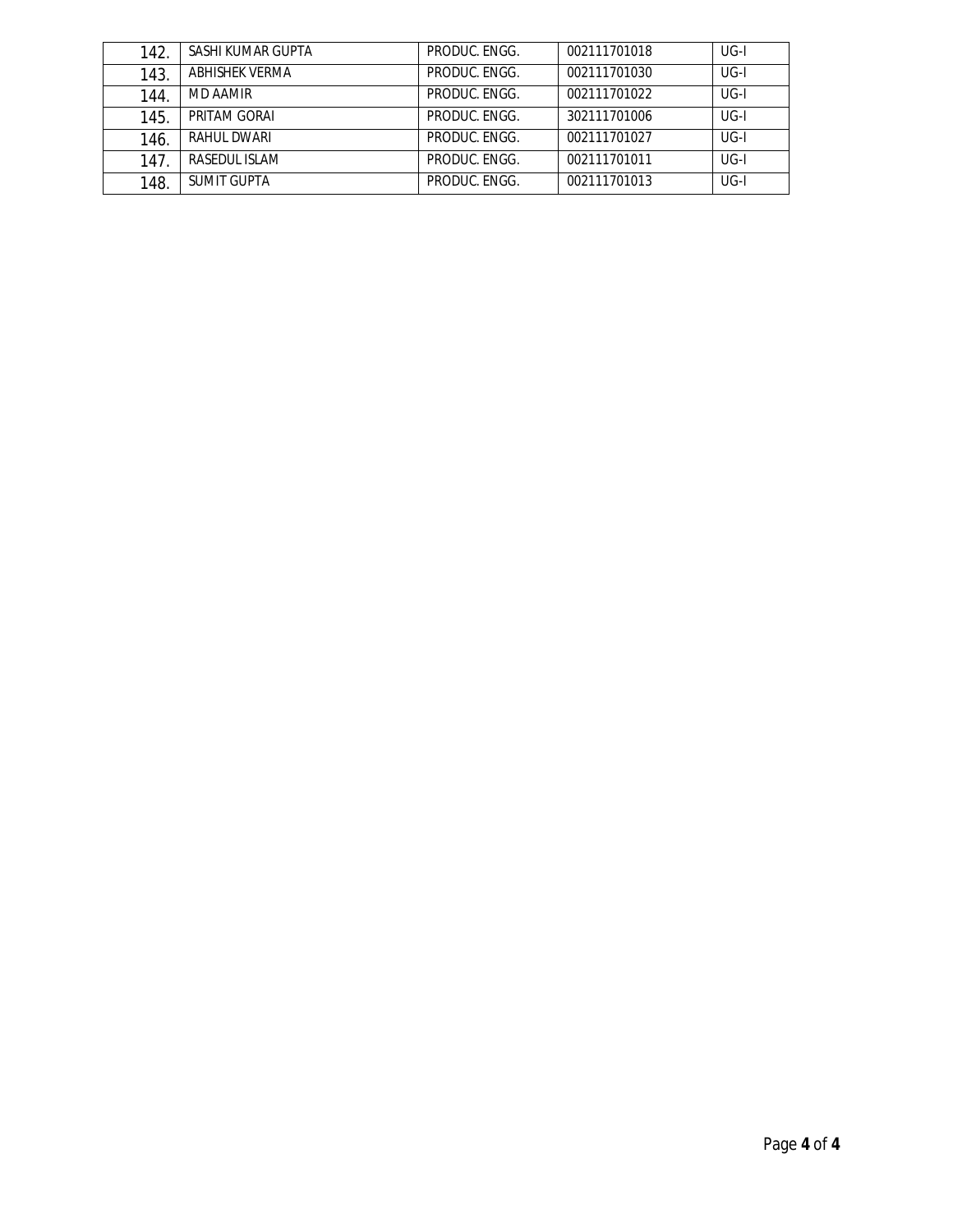| | | | | |
|---|---|---|---|---|
| 142. | SASHI KUMAR GUPTA | PRODUC. ENGG. | 002111701018 | UG-I |
| 143. | ABHISHEK VERMA | PRODUC. ENGG. | 002111701030 | UG-I |
| 144. | MD AAMIR | PRODUC. ENGG. | 002111701022 | UG-I |
| 145. | PRITAM GORAI | PRODUC. ENGG. | 302111701006 | UG-I |
| 146. | RAHUL DWARI | PRODUC. ENGG. | 002111701027 | UG-I |
| 147. | RASEDUL ISLAM | PRODUC. ENGG. | 002111701011 | UG-I |
| 148. | SUMIT GUPTA | PRODUC. ENGG. | 002111701013 | UG-I |